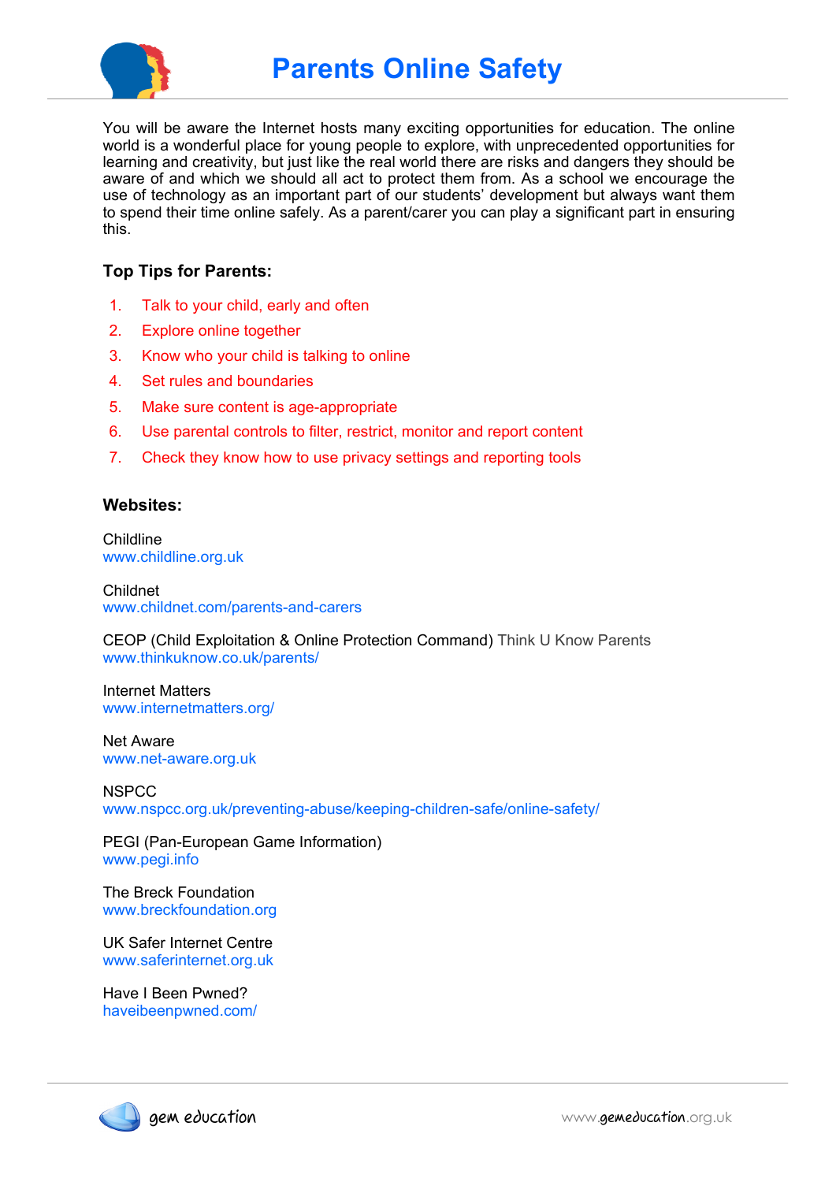# Parents Online Safety

You will be aware the Internet hosts many exciting opportunities for education. The online world is a wonderful place for young people to explore, with unprecedented opportunities for learning and creativity, but just like the real world there are risks and dangers they should be aware of and which we should all act to protect them from. As a school we encourage the use of technology as an important part of our students' development but always want them to spend their time online safely. As a parent/carer you can play a significant part in ensuring this.

### Top Tips for Parents:

1. Talk to your child, early and often
2. Explore online together
3. Know who your child is talking to online
4. Set rules and boundaries
5. Make sure content is age-appropriate
6. Use parental controls to filter, restrict, monitor and report content
7. Check they know how to use privacy settings and reporting tools

### Websites:

Childline
www.childline.org.uk

Childnet
www.childnet.com/parents-and-carers

CEOP (Child Exploitation & Online Protection Command) Think U Know Parents
www.thinkuknow.co.uk/parents/

Internet Matters
www.internetmatters.org/

Net Aware
www.net-aware.org.uk

NSPCC
www.nspcc.org.uk/preventing-abuse/keeping-children-safe/online-safety/

PEGI (Pan-European Game Information)
www.pegi.info

The Breck Foundation
www.breckfoundation.org

UK Safer Internet Centre
www.saferinternet.org.uk

Have I Been Pwned?
haveibeenpwned.com/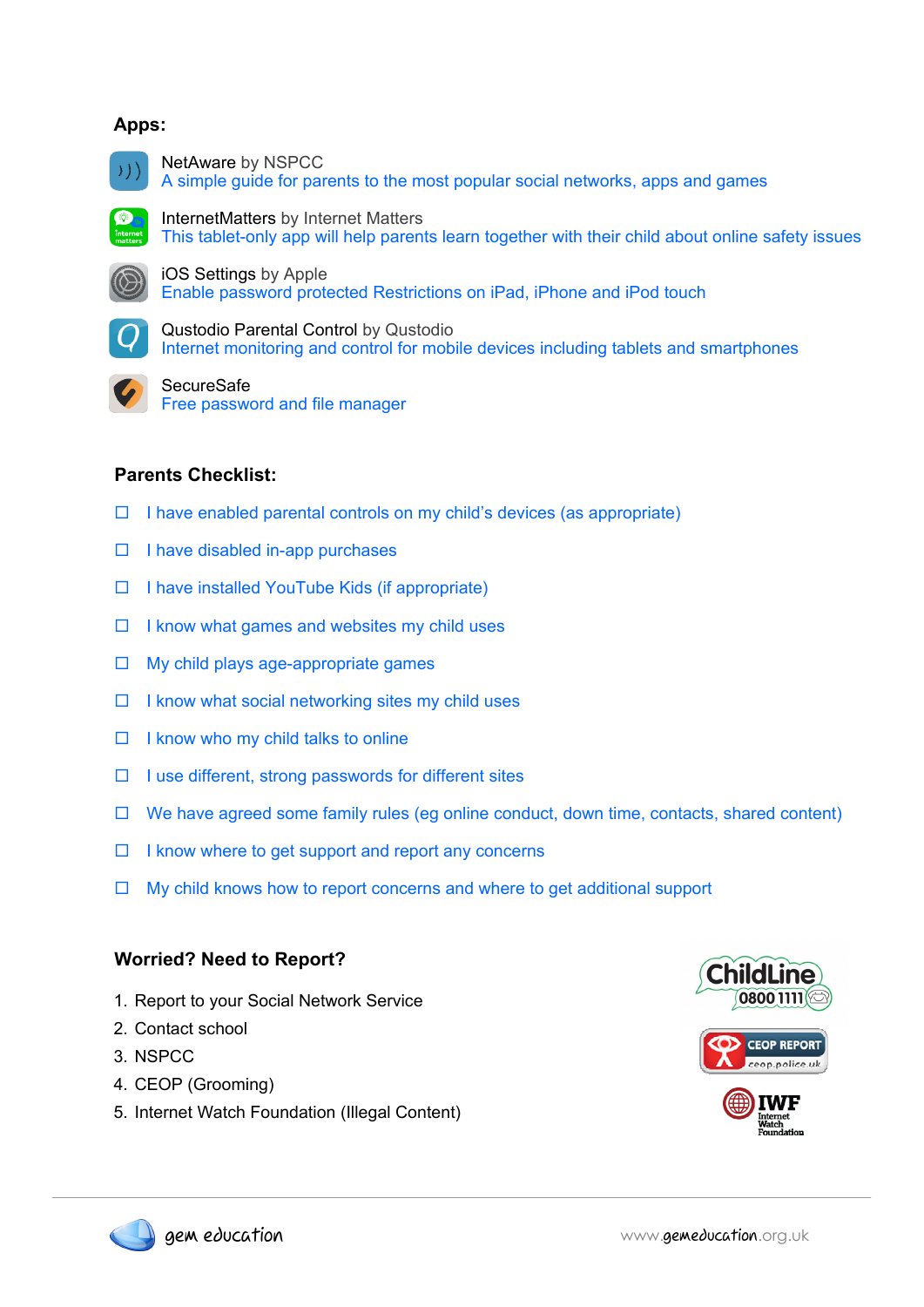## Apps:

NetAware by NSPCC
A simple guide for parents to the most popular social networks, apps and games

InternetMatters by Internet Matters
This tablet-only app will help parents learn together with their child about online safety issues

iOS Settings by Apple
Enable password protected Restrictions on iPad, iPhone and iPod touch

Qustodio Parental Control by Qustodio
Internet monitoring and control for mobile devices including tablets and smartphones

SecureSafe
Free password and file manager

## Parents Checklist:

- ☐ I have enabled parental controls on my child's devices (as appropriate)
- ☐ I have disabled in-app purchases
- ☐ I have installed YouTube Kids (if appropriate)
- ☐ I know what games and websites my child uses
- ☐ My child plays age-appropriate games
- ☐ I know what social networking sites my child uses
- ☐ I know who my child talks to online
- ☐ I use different, strong passwords for different sites
- ☐ We have agreed some family rules (eg online conduct, down time, contacts, shared content)
- ☐ I know where to get support and report any concerns
- ☐ My child knows how to report concerns and where to get additional support

## Worried? Need to Report?

1. Report to your Social Network Service
2. Contact school
3. NSPCC
4. CEOP (Grooming)
5. Internet Watch Foundation (Illegal Content)

ChildLine 0800 1111

CEOP REPORT ceop.police.uk

IWF Internet Watch Foundation

gem education

www.gemeducation.org.uk